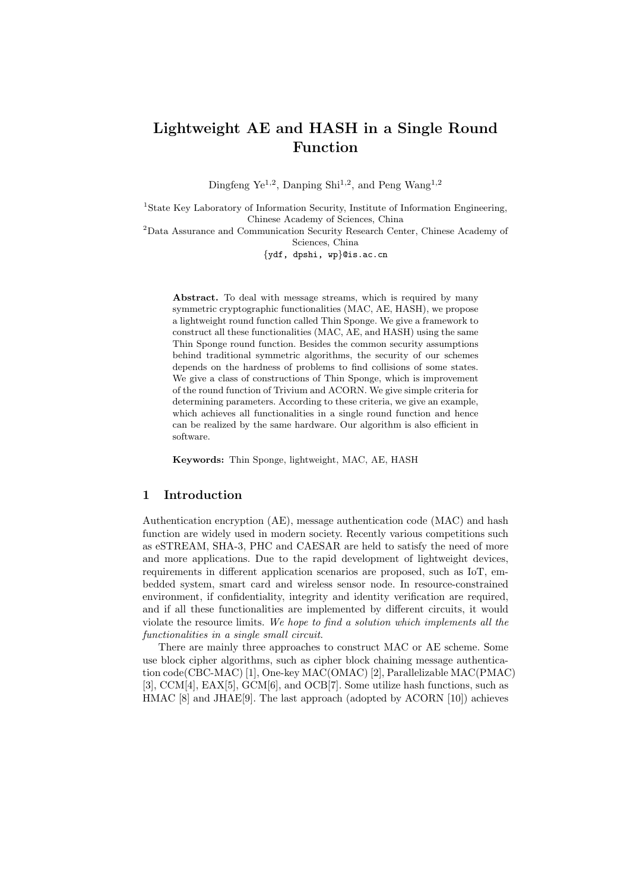# Lightweight AE and HASH in a Single Round Function

Dingfeng Ye[1,2], Danping Shi[1,2], and Peng Wang[1,2]

[1]State Key Laboratory of Information Security, Institute of Information Engineering, Chinese Academy of Sciences, China

[2]Data Assurance and Communication Security Research Center, Chinese Academy of Sciences, China

{ydf, dpshi, wp}@is.ac.cn

**Abstract.** To deal with message streams, which is required by many symmetric cryptographic functionalities (MAC, AE, HASH), we propose a lightweight round function called Thin Sponge. We give a framework to construct all these functionalities (MAC, AE, and HASH) using the same Thin Sponge round function. Besides the common security assumptions behind traditional symmetric algorithms, the security of our schemes depends on the hardness of problems to find collisions of some states. We give a class of constructions of Thin Sponge, which is improvement of the round function of Trivium and ACORN. We give simple criteria for determining parameters. According to these criteria, we give an example, which achieves all functionalities in a single round function and hence can be realized by the same hardware. Our algorithm is also efficient in software.

**Keywords:** Thin Sponge, lightweight, MAC, AE, HASH

## 1 Introduction

Authentication encryption (AE), message authentication code (MAC) and hash function are widely used in modern society. Recently various competitions such as eSTREAM, SHA-3, PHC and CAESAR are held to satisfy the need of more and more applications. Due to the rapid development of lightweight devices, requirements in different application scenarios are proposed, such as IoT, embedded system, smart card and wireless sensor node. In resource-constrained environment, if confidentiality, integrity and identity verification are required, and if all these functionalities are implemented by different circuits, it would violate the resource limits. *We hope to find a solution which implements all the functionalities in a single small circuit.*

There are mainly three approaches to construct MAC or AE scheme. Some use block cipher algorithms, such as cipher block chaining message authentication code(CBC-MAC) [1], One-key MAC(OMAC) [2], Parallelizable MAC(PMAC) [3], CCM[4], EAX[5], GCM[6], and OCB[7]. Some utilize hash functions, such as HMAC [8] and JHAE[9]. The last approach (adopted by ACORN [10]) achieves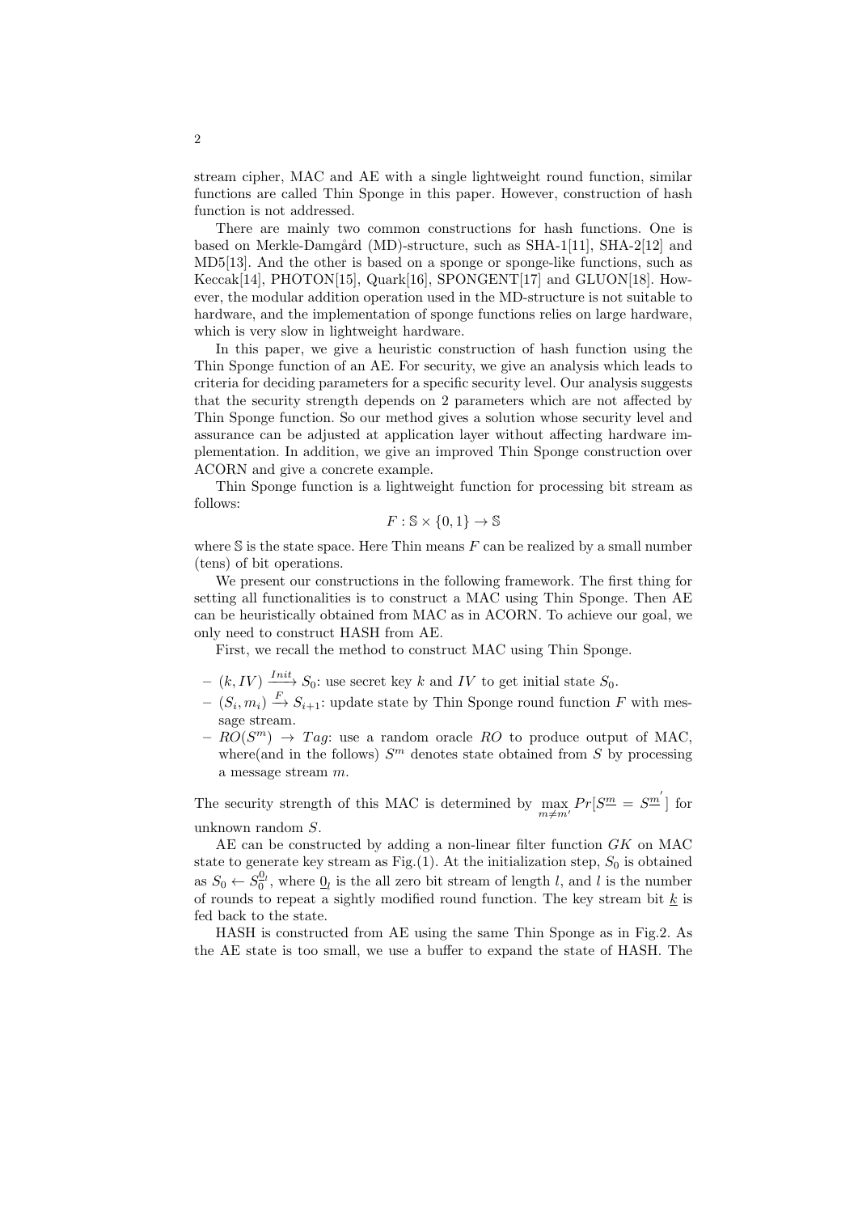stream cipher, MAC and AE with a single lightweight round function, similar functions are called Thin Sponge in this paper. However, construction of hash function is not addressed.

There are mainly two common constructions for hash functions. One is based on Merkle-Damgård (MD)-structure, such as SHA-1[11], SHA-2[12] and MD5[13]. And the other is based on a sponge or sponge-like functions, such as Keccak[14], PHOTON[15], Quark[16], SPONGENT[17] and GLUON[18]. However, the modular addition operation used in the MD-structure is not suitable to hardware, and the implementation of sponge functions relies on large hardware, which is very slow in lightweight hardware.

In this paper, we give a heuristic construction of hash function using the Thin Sponge function of an AE. For security, we give an analysis which leads to criteria for deciding parameters for a specific security level. Our analysis suggests that the security strength depends on 2 parameters which are not affected by Thin Sponge function. So our method gives a solution whose security level and assurance can be adjusted at application layer without affecting hardware implementation. In addition, we give an improved Thin Sponge construction over ACORN and give a concrete example.

Thin Sponge function is a lightweight function for processing bit stream as follows:

$$F : \mathbb{S} \times \{0, 1\} \rightarrow \mathbb{S}$$

where $\mathbb{S}$ is the state space. Here Thin means $F$ can be realized by a small number (tens) of bit operations.

We present our constructions in the following framework. The first thing for setting all functionalities is to construct a MAC using Thin Sponge. Then AE can be heuristically obtained from MAC as in ACORN. To achieve our goal, we only need to construct HASH from AE.

First, we recall the method to construct MAC using Thin Sponge.

- $(k, IV) \xrightarrow{Init} S_0$: use secret key $k$ and $IV$ to get initial state $S_0$.
- $(S_i, m_i) \xrightarrow{F} S_{i+1}$: update state by Thin Sponge round function $F$ with message stream.
- $RO(S^m) \rightarrow Tag$: use a random oracle $RO$ to produce output of MAC, where(and in the follows) $S^m$ denotes state obtained from $S$ by processing a message stream $m$.

The security strength of this MAC is determined by $\max\limits_{m \neq m'} Pr[S^{\underline{m}} = S^{\underline{m}'}]$ for unknown random $S$.

AE can be constructed by adding a non-linear filter function $GK$ on MAC state to generate key stream as Fig.(1). At the initialization step, $S_0$ is obtained as $S_0 \leftarrow S_0^{\underline{0}_l}$, where $\underline{0}_l$ is the all zero bit stream of length $l$, and $l$ is the number of rounds to repeat a sightly modified round function. The key stream bit $\underline{k}$ is fed back to the state.

HASH is constructed from AE using the same Thin Sponge as in Fig.2. As the AE state is too small, we use a buffer to expand the state of HASH. The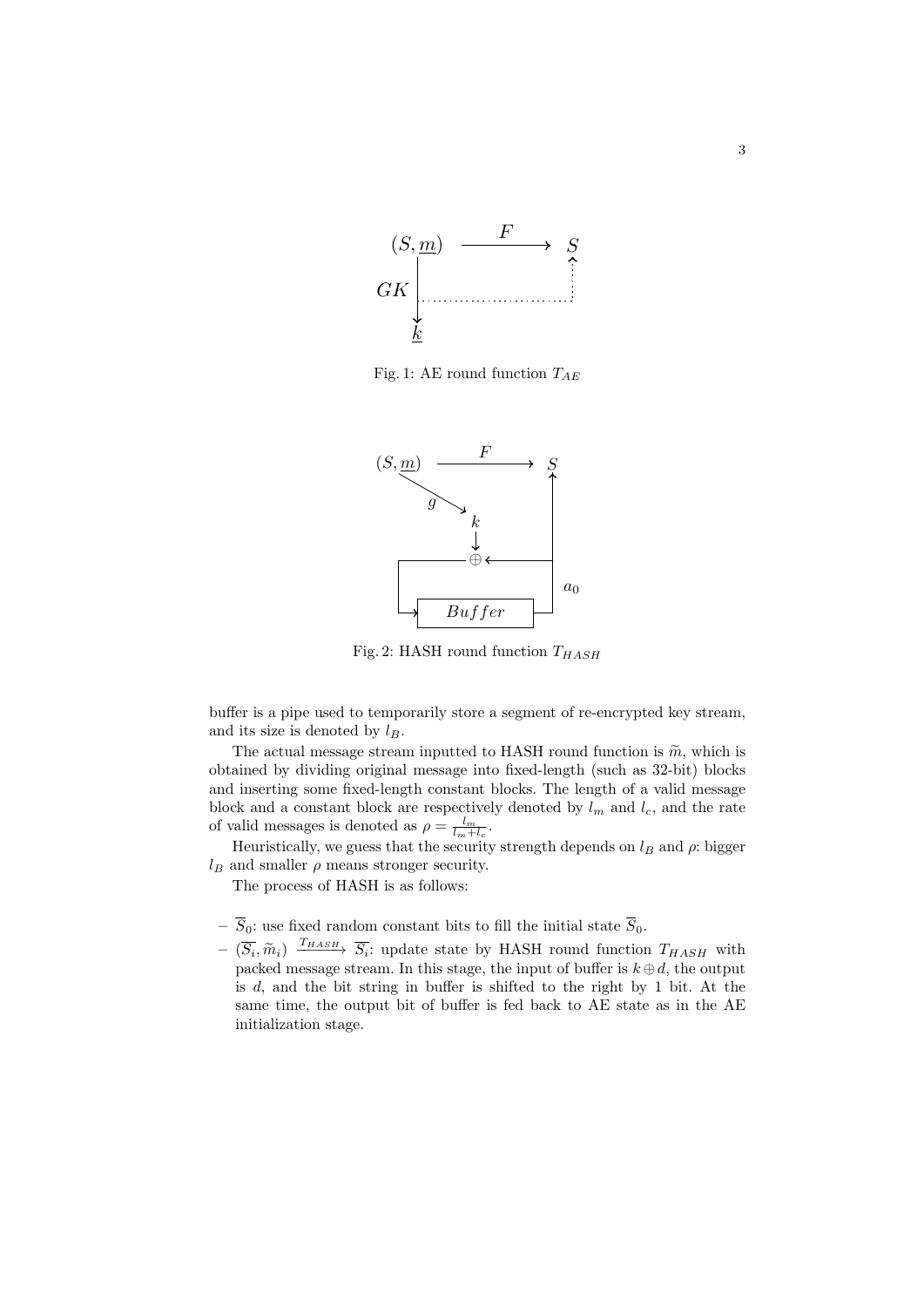Fig. 1: AE round function $T_{AE}$

Fig. 2: HASH round function $T_{HASH}$

buffer is a pipe used to temporarily store a segment of re-encrypted key stream, and its size is denoted by $l_B$.

The actual message stream inputted to HASH round function is $\widetilde{m}$, which is obtained by dividing original message into fixed-length (such as 32-bit) blocks and inserting some fixed-length constant blocks. The length of a valid message block and a constant block are respectively denoted by $l_m$ and $l_c$, and the rate of valid messages is denoted as $\rho = \frac{l_m}{l_m + l_c}$.

Heuristically, we guess that the security strength depends on $l_B$ and $\rho$: bigger $l_B$ and smaller $\rho$ means stronger security.

The process of HASH is as follows:

- $\overline{S}_0$: use fixed random constant bits to fill the initial state $\overline{S}_0$.
- $(\overline{S_i}, \widetilde{m}_i) \xrightarrow{T_{HASH}} \overline{S_i}$: update state by HASH round function $T_{HASH}$ with packed message stream. In this stage, the input of buffer is $k \oplus d$, the output is $d$, and the bit string in buffer is shifted to the right by 1 bit. At the same time, the output bit of buffer is fed back to AE state as in the AE initialization stage.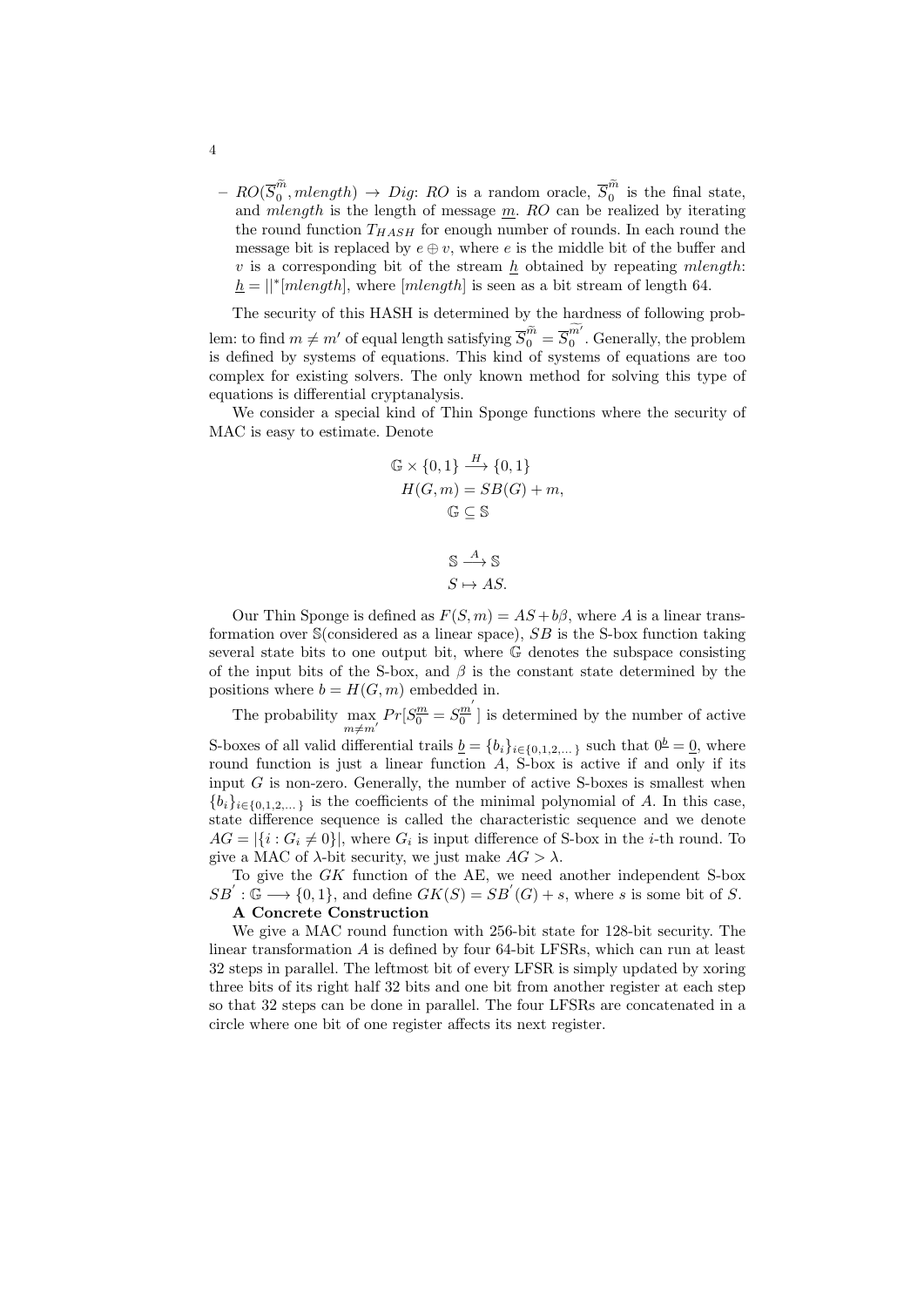– $RO(\overline{S}_0^{\widetilde{m}}, mlength) \rightarrow Dig$: $RO$ is a random oracle, $\overline{S}_0^{\widetilde{m}}$ is the final state, and $mlength$ is the length of message $\underline{m}$. $RO$ can be realized by iterating the round function $T_{HASH}$ for enough number of rounds. In each round the message bit is replaced by $e \oplus v$, where $e$ is the middle bit of the buffer and $v$ is a corresponding bit of the stream $\underline{h}$ obtained by repeating $mlength$: $\underline{h} = ||^*[mlength]$, where $[mlength]$ is seen as a bit stream of length 64.

The security of this HASH is determined by the hardness of following problem: to find $m \neq m'$ of equal length satisfying $\overline{S}_0^{\widetilde{m}} = \overline{S}_0^{\widetilde{m'}}$. Generally, the problem is defined by systems of equations. This kind of systems of equations are too complex for existing solvers. The only known method for solving this type of equations is differential cryptanalysis.

We consider a special kind of Thin Sponge functions where the security of MAC is easy to estimate. Denote

$$\mathbb{G} \times \{0,1\} \xrightarrow{H} \{0,1\}$$
$$H(G,m) = SB(G) + m,$$
$$\mathbb{G} \subseteq \mathbb{S}$$

$$\mathbb{S} \xrightarrow{A} \mathbb{S}$$
$$S \mapsto AS.$$

Our Thin Sponge is defined as $F(S,m) = AS + b\beta$, where $A$ is a linear transformation over $\mathbb{S}$(considered as a linear space), $SB$ is the S-box function taking several state bits to one output bit, where $\mathbb{G}$ denotes the subspace consisting of the input bits of the S-box, and $\beta$ is the constant state determined by the positions where $b = H(G,m)$ embedded in.

The probability $\max_{m \neq m'} Pr[S_0^{\underline{m}} = S_0^{\underline{m}'}]$ is determined by the number of active S-boxes of all valid differential trails $\underline{b} = \{b_i\}_{i \in \{0,1,2,\dots\}}$ such that $0^{\underline{b}} = \underline{0}$, where round function is just a linear function $A$, S-box is active if and only if its input $G$ is non-zero. Generally, the number of active S-boxes is smallest when $\{b_i\}_{i \in \{0,1,2,\dots\}}$ is the coefficients of the minimal polynomial of $A$. In this case, state difference sequence is called the characteristic sequence and we denote $AG = |\{i : G_i \neq 0\}|$, where $G_i$ is input difference of S-box in the $i$-th round. To give a MAC of $\lambda$-bit security, we just make $AG > \lambda$.

To give the $GK$ function of the AE, we need another independent S-box $SB' : \mathbb{G} \longrightarrow \{0,1\}$, and define $GK(S) = SB'(G) + s$, where $s$ is some bit of $S$.

**A Concrete Construction**

We give a MAC round function with 256-bit state for 128-bit security. The linear transformation $A$ is defined by four 64-bit LFSRs, which can run at least 32 steps in parallel. The leftmost bit of every LFSR is simply updated by xoring three bits of its right half 32 bits and one bit from another register at each step so that 32 steps can be done in parallel. The four LFSRs are concatenated in a circle where one bit of one register affects its next register.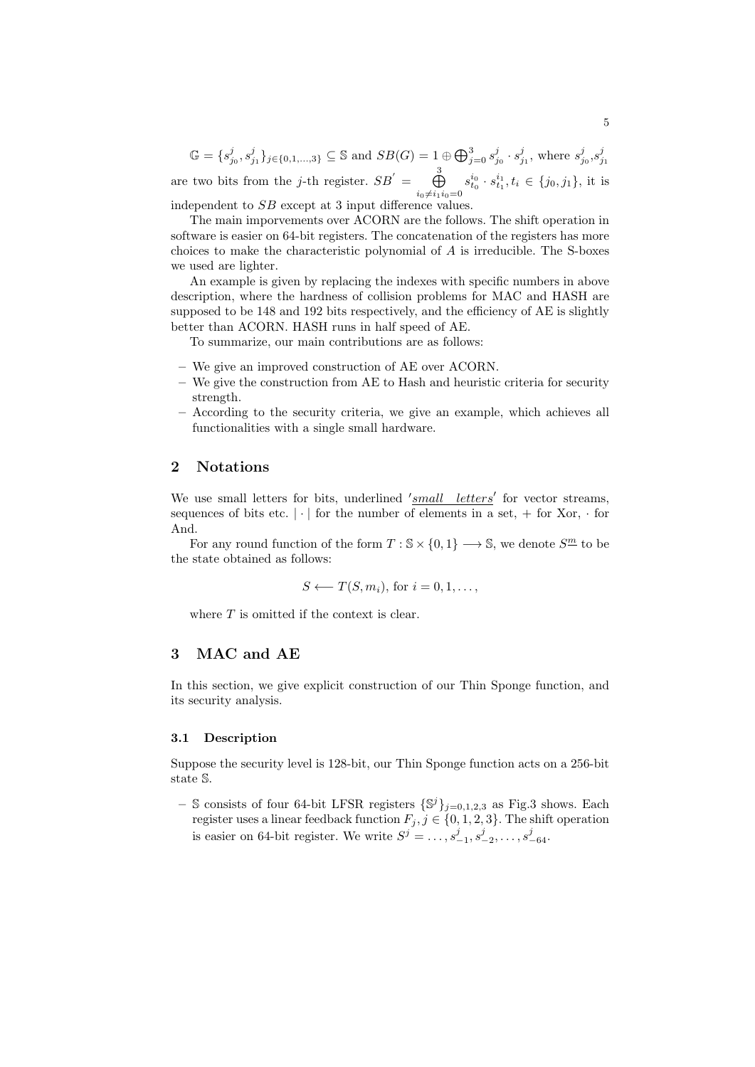$\mathbb{G} = \{s^j_{j_0}, s^j_{j_1}\}_{j\in\{0,1,\ldots,3\}} \subseteq \mathbb{S}$ and $SB(G) = 1 \oplus \bigoplus_{j=0}^{3} s^j_{j_0} \cdot s^j_{j_1}$, where $s^j_{j_0}$,$s^j_{j_1}$ are two bits from the $j$-th register. $SB^{'} = \bigoplus_{i_0 \neq i_1 i_0=0}^{3} s^{i_0}_{t_0} \cdot s^{i_1}_{t_1}, t_i \in \{j_0, j_1\}$, it is independent to $SB$ except at 3 input difference values.

The main imporvements over ACORN are the follows. The shift operation in software is easier on 64-bit registers. The concatenation of the registers has more choices to make the characteristic polynomial of $A$ is irreducible. The S-boxes we used are lighter.

An example is given by replacing the indexes with specific numbers in above description, where the hardness of collision problems for MAC and HASH are supposed to be 148 and 192 bits respectively, and the efficiency of AE is slightly better than ACORN. HASH runs in half speed of AE.

To summarize, our main contributions are as follows:

- We give an improved construction of AE over ACORN.
- We give the construction from AE to Hash and heuristic criteria for security strength.
- According to the security criteria, we give an example, which achieves all functionalities with a single small hardware.

## 2 Notations

We use small letters for bits, underlined $'\underline{small\ \ letters}'$ for vector streams, sequences of bits etc. $|\cdot|$ for the number of elements in a set, $+$ for Xor, $\cdot$ for And.

For any round function of the form $T : \mathbb{S} \times \{0, 1\} \longrightarrow \mathbb{S}$, we denote $S^{\underline{m}}$ to be the state obtained as follows:

$$S \longleftarrow T(S, m_i), \text{ for } i = 0, 1, \ldots,$$

where $T$ is omitted if the context is clear.

## 3 MAC and AE

In this section, we give explicit construction of our Thin Sponge function, and its security analysis.

### 3.1 Description

Suppose the security level is 128-bit, our Thin Sponge function acts on a 256-bit state $\mathbb{S}$.

- $\mathbb{S}$ consists of four 64-bit LFSR registers $\{\mathbb{S}^j\}_{j=0,1,2,3}$ as Fig.3 shows. Each register uses a linear feedback function $F_j, j \in \{0, 1, 2, 3\}$. The shift operation is easier on 64-bit register. We write $S^j = \ldots, s^j_{-1}, s^j_{-2}, \ldots, s^j_{-64}$.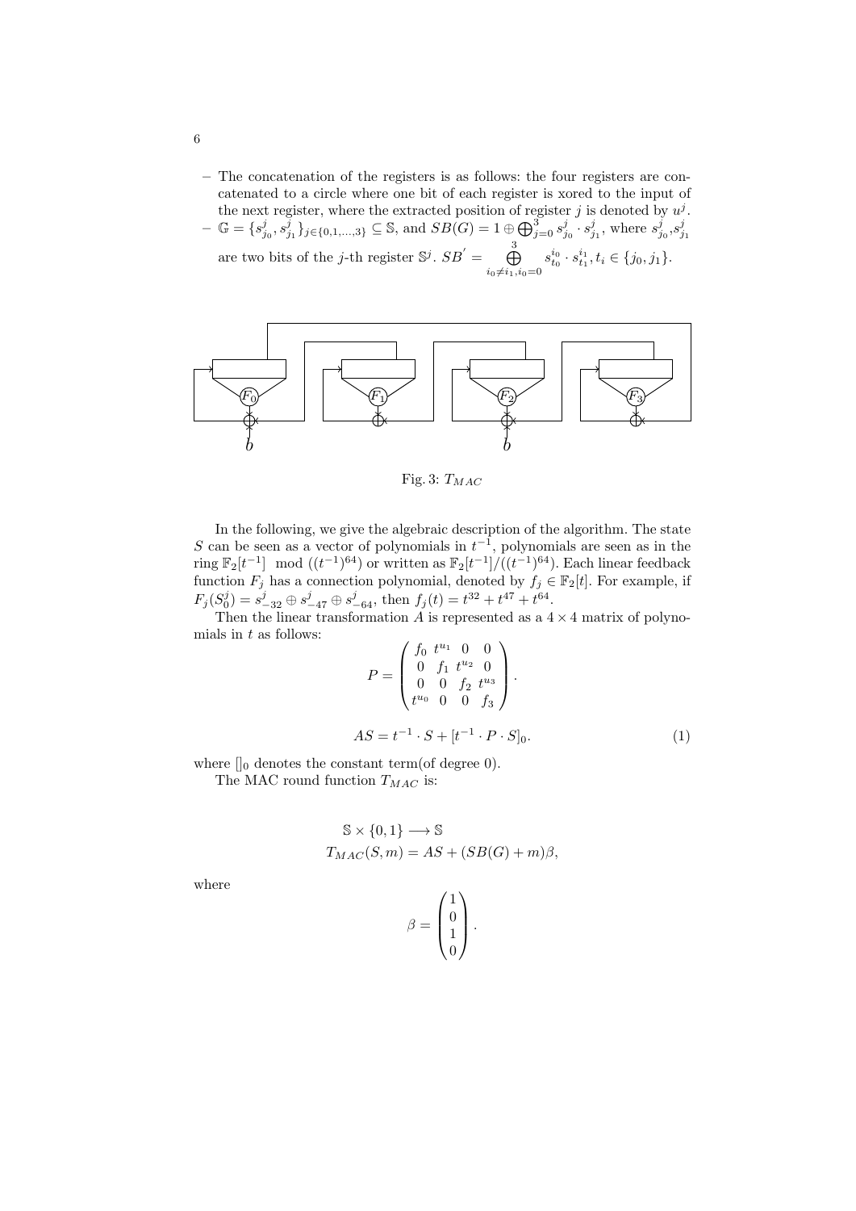– The concatenation of the registers is as follows: the four registers are concatenated to a circle where one bit of each register is xored to the input of the next register, where the extracted position of register $j$ is denoted by $u^j$.
– $\mathbb{G} = \{s^j_{j_0}, s^j_{j_1}\}_{j\in\{0,1,\ldots,3\}} \subseteq \mathbb{S}$, and $SB(G) = 1 \oplus \bigoplus_{j=0}^{3} s^j_{j_0} \cdot s^j_{j_1}$, where $s^j_{j_0}$,$s^j_{j_1}$ are two bits of the $j$-th register $\mathbb{S}^j$. $SB^{'} = \bigoplus_{i_0 \neq i_1, i_0=0}^{3} s^{i_0}_{t_0} \cdot s^{i_1}_{t_1}, t_i \in \{j_0, j_1\}$.

Fig. 3: $T_{MAC}$

In the following, we give the algebraic description of the algorithm. The state $S$ can be seen as a vector of polynomials in $t^{-1}$, polynomials are seen as in the ring $\mathbb{F}_2[t^{-1}] \mod ((t^{-1})^{64})$ or written as $\mathbb{F}_2[t^{-1}]/((t^{-1})^{64})$. Each linear feedback function $F_j$ has a connection polynomial, denoted by $f_j \in \mathbb{F}_2[t]$. For example, if $F_j(S^j_0) = s^j_{-32} \oplus s^j_{-47} \oplus s^j_{-64}$, then $f_j(t) = t^{32} + t^{47} + t^{64}$.

Then the linear transformation $A$ is represented as a $4\times 4$ matrix of polynomials in $t$ as follows:

$$P = \begin{pmatrix} f_0 & t^{u_1} & 0 & 0 \\ 0 & f_1 & t^{u_2} & 0 \\ 0 & 0 & f_2 & t^{u_3} \\ t^{u_0} & 0 & 0 & f_3 \end{pmatrix}.$$

$$AS = t^{-1} \cdot S + [t^{-1} \cdot P \cdot S]_0. \tag{1}$$

where $[]_0$ denotes the constant term(of degree 0).

The MAC round function $T_{MAC}$ is:

$$\mathbb{S} \times \{0,1\} \longrightarrow \mathbb{S}$$
$$T_{MAC}(S, m) = AS + (SB(G) + m)\beta,$$

where

$$\beta = \begin{pmatrix} 1 \\ 0 \\ 1 \\ 0 \end{pmatrix}.$$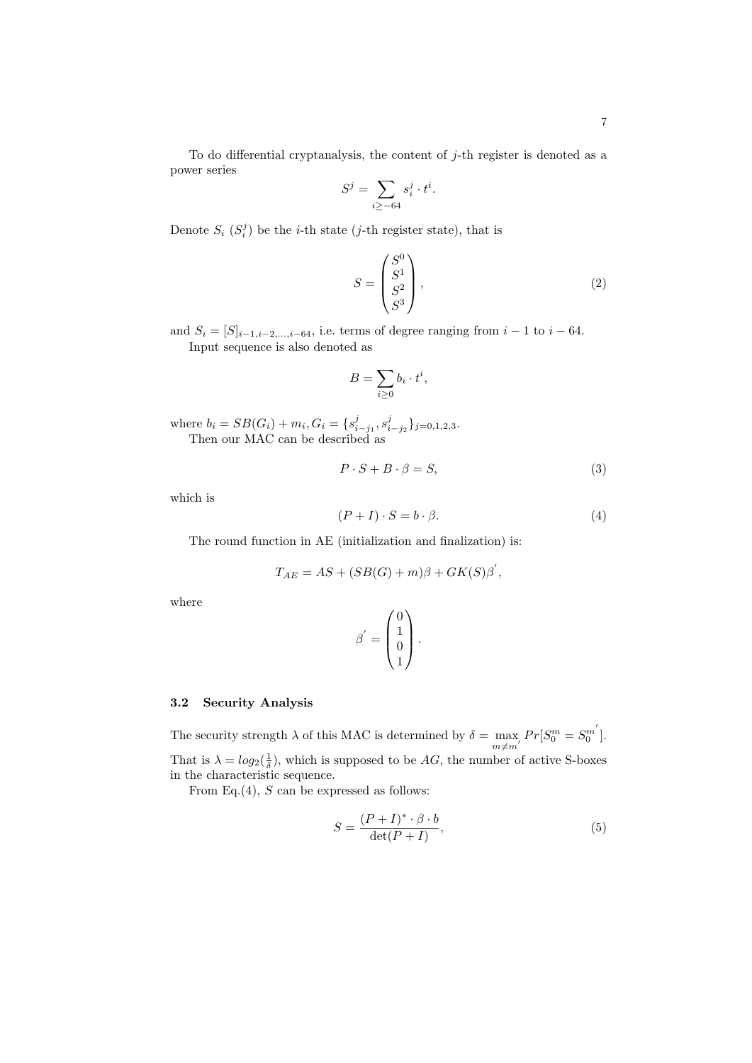To do differential cryptanalysis, the content of $j$-th register is denoted as a power series

$$S^j = \sum_{i \geq -64} s_i^j \cdot t^i.$$

Denote $S_i$ ($S_i^j$) be the $i$-th state ($j$-th register state), that is

$$S = \begin{pmatrix} S^0 \\ S^1 \\ S^2 \\ S^3 \end{pmatrix}, \tag{2}$$

and $S_i = [S]_{i-1,i-2,\ldots,i-64}$, i.e. terms of degree ranging from $i-1$ to $i-64$.

Input sequence is also denoted as

$$B = \sum_{i \geq 0} b_i \cdot t^i,$$

where $b_i = SB(G_i) + m_i, G_i = \{s_{i-j_1}^j, s_{i-j_2}^j\}_{j=0,1,2,3}$.

Then our MAC can be described as

$$P \cdot S + B \cdot \beta = S, \tag{3}$$

which is

$$(P + I) \cdot S = b \cdot \beta. \tag{4}$$

The round function in AE (initialization and finalization) is:

$$T_{AE} = AS + (SB(G) + m)\beta + GK(S)\beta^{'},$$

where

$$\beta^{'} = \begin{pmatrix} 0 \\ 1 \\ 0 \\ 1 \end{pmatrix}.$$

### 3.2 Security Analysis

The security strength $\lambda$ of this MAC is determined by $\delta = \max_{m \neq m^{'}} Pr[S_0^m = S_0^{m^{'}}]$. That is $\lambda = log_2(\frac{1}{\delta})$, which is supposed to be $AG$, the number of active S-boxes in the characteristic sequence.

From Eq.(4), $S$ can be expressed as follows:

$$S = \frac{(P+I)^* \cdot \beta \cdot b}{\det(P+I)}, \tag{5}$$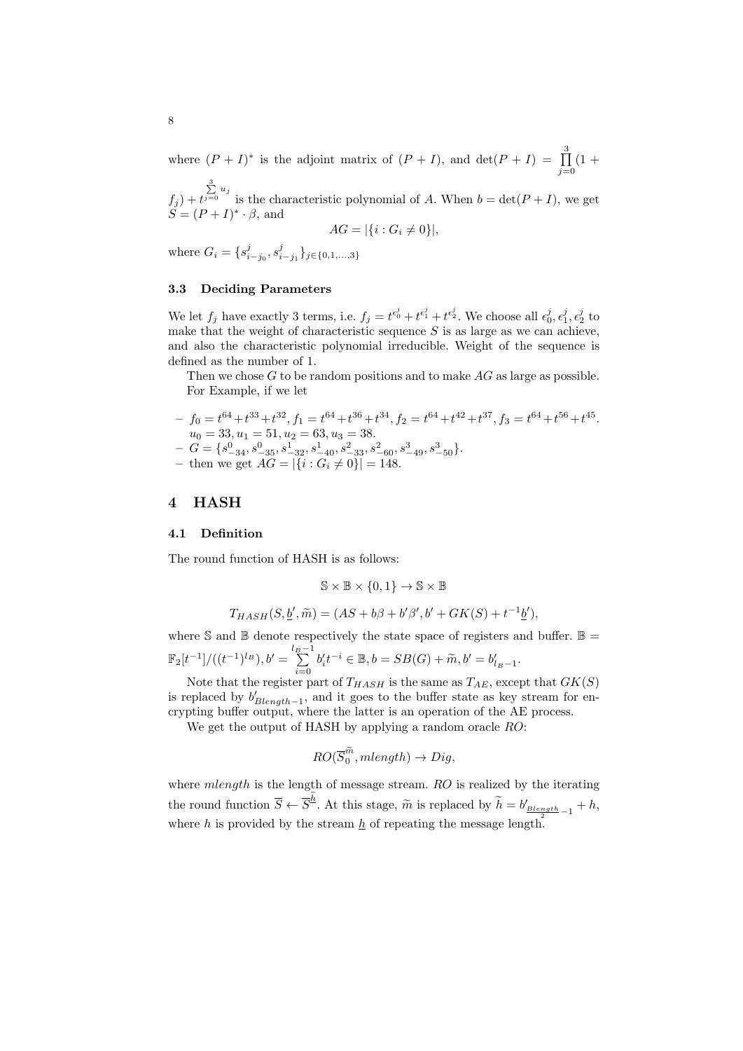where $(P+I)^*$ is the adjoint matrix of $(P+I)$, and $\det(P+I) = \prod_{j=0}^{3}(1+f_j) + t^{\sum_{j=0}^{3} u_j}$ is the characteristic polynomial of $A$. When $b = \det(P+I)$, we get $S = (P+I)^* \cdot \beta$, and

$$AG = |\{i : G_i \neq 0\}|,$$

where $G_i = \{s^j_{i-j_0}, s^j_{i-j_1}\}_{j \in \{0,1,\ldots,3\}}$

### 3.3 Deciding Parameters

We let $f_j$ have exactly 3 terms, i.e. $f_j = t^{\epsilon^j_0} + t^{\epsilon^j_1} + t^{\epsilon^j_2}$. We choose all $\epsilon^j_0, \epsilon^j_1, \epsilon^j_2$ to make that the weight of characteristic sequence $S$ is as large as we can achieve, and also the characteristic polynomial irreducible. Weight of the sequence is defined as the number of 1.

Then we chose $G$ to be random positions and to make $AG$ as large as possible. For Example, if we let

- $f_0 = t^{64} + t^{33} + t^{32}, f_1 = t^{64} + t^{36} + t^{34}, f_2 = t^{64} + t^{42} + t^{37}, f_3 = t^{64} + t^{56} + t^{45}$. $u_0 = 33, u_1 = 51, u_2 = 63, u_3 = 38$.
- $G = \{s^0_{-34}, s^0_{-35}, s^1_{-32}, s^1_{-40}, s^2_{-33}, s^2_{-60}, s^3_{-49}, s^3_{-50}\}$.
- then we get $AG = |\{i : G_i \neq 0\}| = 148$.

## 4 HASH

### 4.1 Definition

The round function of HASH is as follows:

$$\mathbb{S} \times \mathbb{B} \times \{0,1\} \to \mathbb{S} \times \mathbb{B}$$

$$T_{HASH}(S, \underline{b}', \widetilde{m}) = (AS + b\beta + b'\beta', b' + GK(S) + t^{-1}\underline{b}'),$$

where $\mathbb{S}$ and $\mathbb{B}$ denote respectively the state space of registers and buffer. $\mathbb{B} = \mathbb{F}_2[t^{-1}]/((t^{-1})^{l_B}), b' = \sum_{i=0}^{l_B-1} b'_i t^{-i} \in \mathbb{B}, b = SB(G) + \widetilde{m}, b' = b'_{l_B-1}$.

Note that the register part of $T_{HASH}$ is the same as $T_{AE}$, except that $GK(S)$ is replaced by $b'_{Blength-1}$, and it goes to the buffer state as key stream for encrypting buffer output, where the latter is an operation of the AE process.

We get the output of HASH by applying a random oracle $RO$:

$$RO(\overline{S}^{\widetilde{m}}_0, mlength) \to Dig,$$

where $mlength$ is the length of message stream. $RO$ is realized by the iterating the round function $\overline{S} \leftarrow \overline{S}^{\widetilde{\underline{h}}}$. At this stage, $\widetilde{m}$ is replaced by $\widetilde{h} = b'_{\frac{Blength}{2}-1} + h$, where $h$ is provided by the stream $\underline{h}$ of repeating the message length.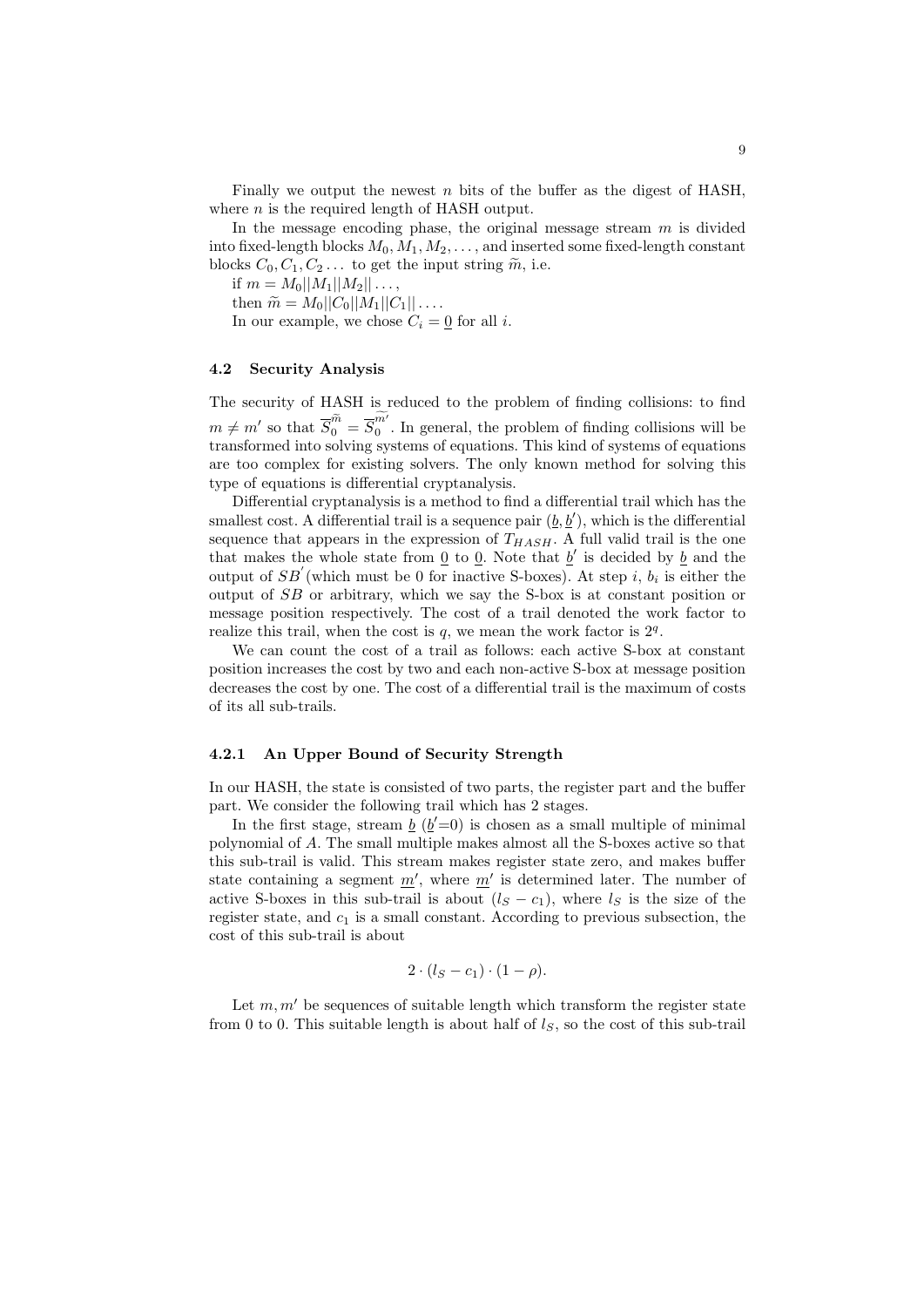Finally we output the newest $n$ bits of the buffer as the digest of HASH, where $n$ is the required length of HASH output.

In the message encoding phase, the original message stream $m$ is divided into fixed-length blocks $M_0, M_1, M_2, \ldots$, and inserted some fixed-length constant blocks $C_0, C_1, C_2 \ldots$ to get the input string $\widetilde{m}$, i.e.

if $m = M_0||M_1||M_2|| \ldots$,

then $\widetilde{m} = M_0||C_0||M_1||C_1|| \ldots$.

In our example, we chose $C_i = \underline{0}$ for all $i$.

### 4.2 Security Analysis

The security of HASH is reduced to the problem of finding collisions: to find $m \neq m'$ so that $\overline{S}_0^{\widetilde{m}} = \overline{S}_0^{\widetilde{m'}}$. In general, the problem of finding collisions will be transformed into solving systems of equations. This kind of systems of equations are too complex for existing solvers. The only known method for solving this type of equations is differential cryptanalysis.

Differential cryptanalysis is a method to find a differential trail which has the smallest cost. A differential trail is a sequence pair $(\underline{b}, \underline{b}')$, which is the differential sequence that appears in the expression of $T_{HASH}$. A full valid trail is the one that makes the whole state from $\underline{0}$ to $\underline{0}$. Note that $\underline{b}'$ is decided by $\underline{b}$ and the output of $SB'$ (which must be 0 for inactive S-boxes). At step $i$, $b_i$ is either the output of $SB$ or arbitrary, which we say the S-box is at constant position or message position respectively. The cost of a trail denoted the work factor to realize this trail, when the cost is $q$, we mean the work factor is $2^q$.

We can count the cost of a trail as follows: each active S-box at constant position increases the cost by two and each non-active S-box at message position decreases the cost by one. The cost of a differential trail is the maximum of costs of its all sub-trails.

#### 4.2.1 An Upper Bound of Security Strength

In our HASH, the state is consisted of two parts, the register part and the buffer part. We consider the following trail which has 2 stages.

In the first stage, stream $\underline{b}$ ($\underline{b}'$=0) is chosen as a small multiple of minimal polynomial of $A$. The small multiple makes almost all the S-boxes active so that this sub-trail is valid. This stream makes register state zero, and makes buffer state containing a segment $\underline{m}'$, where $\underline{m}'$ is determined later. The number of active S-boxes in this sub-trail is about $(l_S - c_1)$, where $l_S$ is the size of the register state, and $c_1$ is a small constant. According to previous subsection, the cost of this sub-trail is about

$$2 \cdot (l_S - c_1) \cdot (1 - \rho).$$

Let $m, m'$ be sequences of suitable length which transform the register state from 0 to 0. This suitable length is about half of $l_S$, so the cost of this sub-trail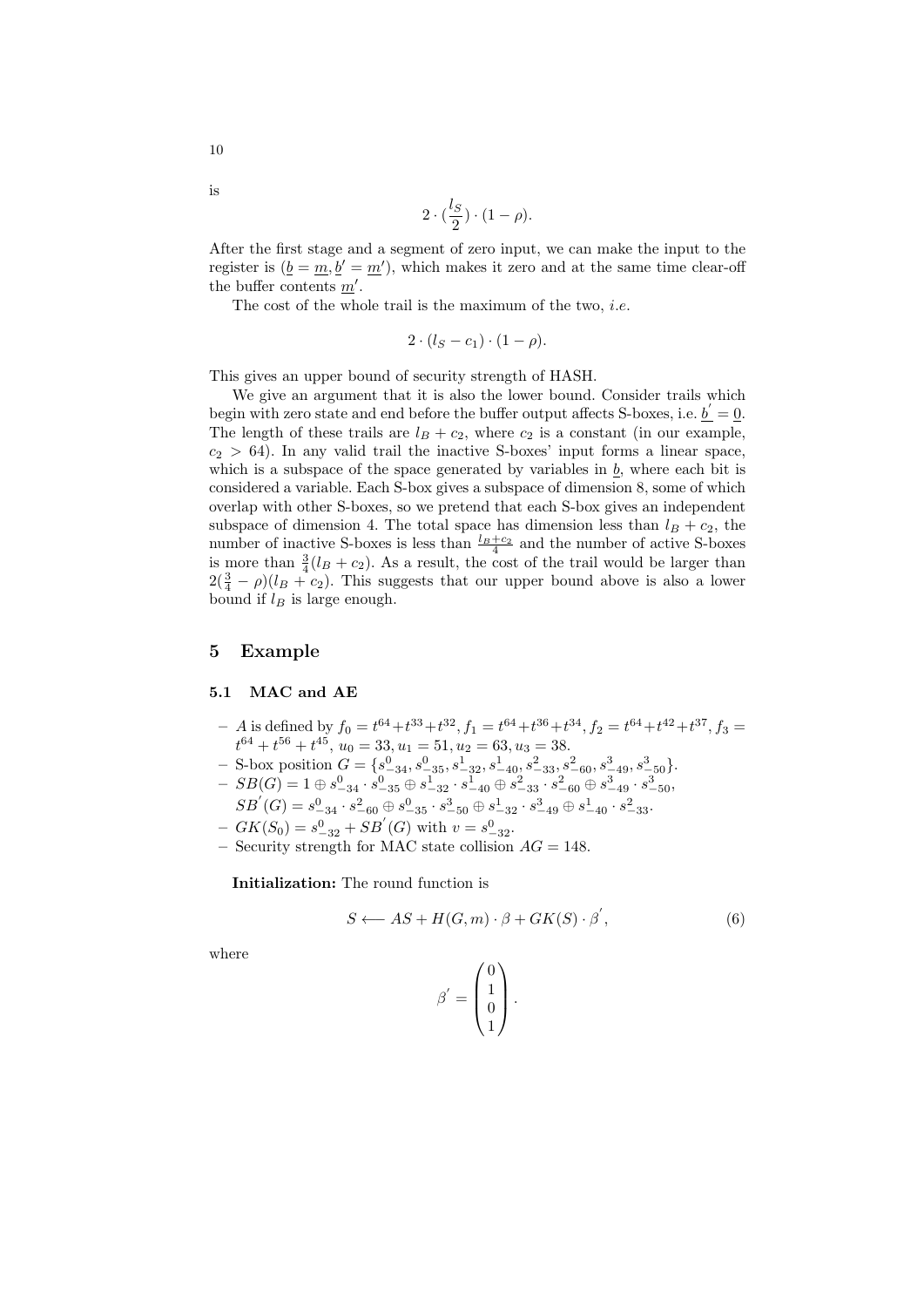is

$$2 \cdot (\frac{l_S}{2}) \cdot (1 - \rho).$$

After the first stage and a segment of zero input, we can make the input to the register is ($\underline{b} = \underline{m}, \underline{b}' = \underline{m}'$), which makes it zero and at the same time clear-off the buffer contents $\underline{m}'$.

The cost of the whole trail is the maximum of the two, *i.e.*

$$2 \cdot (l_S - c_1) \cdot (1 - \rho).$$

This gives an upper bound of security strength of HASH.

We give an argument that it is also the lower bound. Consider trails which begin with zero state and end before the buffer output affects S-boxes, i.e. $\underline{b}^{'} = \underline{0}$. The length of these trails are $l_B + c_2$, where $c_2$ is a constant (in our example, $c_2 > 64$). In any valid trail the inactive S-boxes' input forms a linear space, which is a subspace of the space generated by variables in $\underline{b}$, where each bit is considered a variable. Each S-box gives a subspace of dimension 8, some of which overlap with other S-boxes, so we pretend that each S-box gives an independent subspace of dimension 4. The total space has dimension less than $l_B + c_2$, the number of inactive S-boxes is less than $\frac{l_B + c_2}{4}$ and the number of active S-boxes is more than $\frac{3}{4}(l_B + c_2)$. As a result, the cost of the trail would be larger than $2(\frac{3}{4} - \rho)(l_B + c_2)$. This suggests that our upper bound above is also a lower bound if $l_B$ is large enough.

## 5 Example

### 5.1 MAC and AE

- $A$ is defined by $f_0 = t^{64} + t^{33} + t^{32}, f_1 = t^{64} + t^{36} + t^{34}, f_2 = t^{64} + t^{42} + t^{37}, f_3 = t^{64} + t^{56} + t^{45}$, $u_0 = 33, u_1 = 51, u_2 = 63, u_3 = 38$.
- S-box position $G = \{s^0_{-34}, s^0_{-35}, s^1_{-32}, s^1_{-40}, s^2_{-33}, s^2_{-60}, s^3_{-49}, s^3_{-50}\}$.
- $SB(G) = 1 \oplus s^0_{-34} \cdot s^0_{-35} \oplus s^1_{-32} \cdot s^1_{-40} \oplus s^2_{-33} \cdot s^2_{-60} \oplus s^3_{-49} \cdot s^3_{-50}$,
  $SB^{'}(G) = s^0_{-34} \cdot s^2_{-60} \oplus s^0_{-35} \cdot s^3_{-50} \oplus s^1_{-32} \cdot s^3_{-49} \oplus s^1_{-40} \cdot s^2_{-33}$.
- $GK(S_0) = s^0_{-32} + SB^{'}(G)$ with $v = s^0_{-32}$.
- Security strength for MAC state collision $AG = 148$.

**Initialization:** The round function is

$$S \longleftarrow AS + H(G, m) \cdot \beta + GK(S) \cdot \beta^{'}, \tag{6}$$

where

$$\beta^{'} = \begin{pmatrix} 0 \\ 1 \\ 0 \\ 1 \end{pmatrix}.$$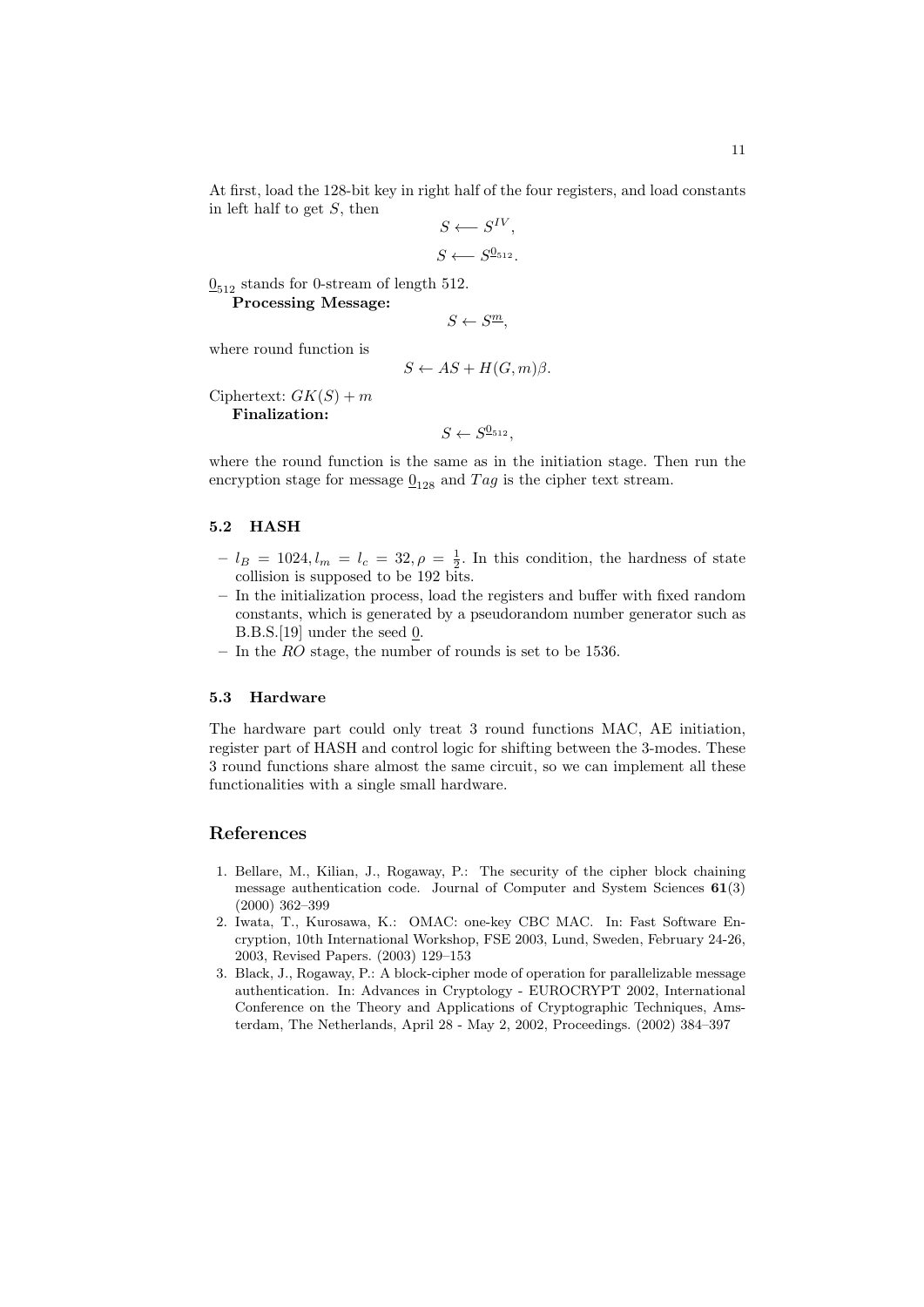At first, load the 128-bit key in right half of the four registers, and load constants in left half to get $S$, then

$$S \longleftarrow S^{IV},$$

$$S \longleftarrow S^{\underline{0}_{512}}.$$

$\underline{0}_{512}$ stands for 0-stream of length 512.

**Processing Message:**

$$S \leftarrow S^{\underline{m}},$$

where round function is

$$S \leftarrow AS + H(G, m)\beta.$$

Ciphertext: $GK(S) + m$

**Finalization:**

$$S \leftarrow S^{\underline{0}_{512}},$$

where the round function is the same as in the initiation stage. Then run the encryption stage for message $\underline{0}_{128}$ and $Tag$ is the cipher text stream.

### 5.2 HASH

- $l_B = 1024, l_m = l_c = 32, \rho = \frac{1}{2}$. In this condition, the hardness of state collision is supposed to be 192 bits.
- In the initialization process, load the registers and buffer with fixed random constants, which is generated by a pseudorandom number generator such as B.B.S.[19] under the seed $\underline{0}$.
- In the $RO$ stage, the number of rounds is set to be 1536.

### 5.3 Hardware

The hardware part could only treat 3 round functions MAC, AE initiation, register part of HASH and control logic for shifting between the 3-modes. These 3 round functions share almost the same circuit, so we can implement all these functionalities with a single small hardware.

## References

1. Bellare, M., Kilian, J., Rogaway, P.: The security of the cipher block chaining message authentication code. Journal of Computer and System Sciences **61**(3) (2000) 362–399
2. Iwata, T., Kurosawa, K.: OMAC: one-key CBC MAC. In: Fast Software Encryption, 10th International Workshop, FSE 2003, Lund, Sweden, February 24-26, 2003, Revised Papers. (2003) 129–153
3. Black, J., Rogaway, P.: A block-cipher mode of operation for parallelizable message authentication. In: Advances in Cryptology - EUROCRYPT 2002, International Conference on the Theory and Applications of Cryptographic Techniques, Amsterdam, The Netherlands, April 28 - May 2, 2002, Proceedings. (2002) 384–397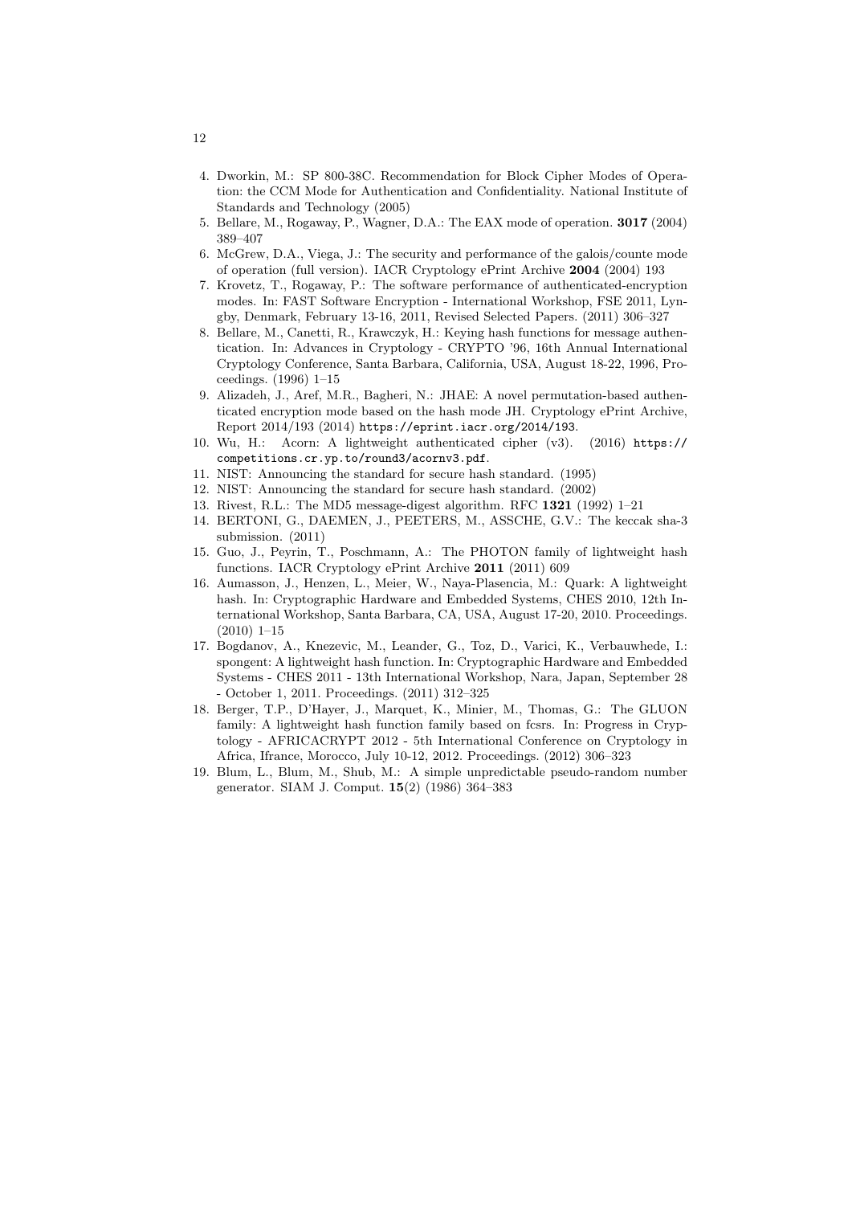4. Dworkin, M.: SP 800-38C. Recommendation for Block Cipher Modes of Operation: the CCM Mode for Authentication and Confidentiality. National Institute of Standards and Technology (2005)
5. Bellare, M., Rogaway, P., Wagner, D.A.: The EAX mode of operation. **3017** (2004) 389–407
6. McGrew, D.A., Viega, J.: The security and performance of the galois/counte mode of operation (full version). IACR Cryptology ePrint Archive **2004** (2004) 193
7. Krovetz, T., Rogaway, P.: The software performance of authenticated-encryption modes. In: FAST Software Encryption - International Workshop, FSE 2011, Lyngby, Denmark, February 13-16, 2011, Revised Selected Papers. (2011) 306–327
8. Bellare, M., Canetti, R., Krawczyk, H.: Keying hash functions for message authentication. In: Advances in Cryptology - CRYPTO '96, 16th Annual International Cryptology Conference, Santa Barbara, California, USA, August 18-22, 1996, Proceedings. (1996) 1–15
9. Alizadeh, J., Aref, M.R., Bagheri, N.: JHAE: A novel permutation-based authenticated encryption mode based on the hash mode JH. Cryptology ePrint Archive, Report 2014/193 (2014) `https://eprint.iacr.org/2014/193`.
10. Wu, H.: Acorn: A lightweight authenticated cipher (v3). (2016) `https://competitions.cr.yp.to/round3/acornv3.pdf`.
11. NIST: Announcing the standard for secure hash standard. (1995)
12. NIST: Announcing the standard for secure hash standard. (2002)
13. Rivest, R.L.: The MD5 message-digest algorithm. RFC **1321** (1992) 1–21
14. BERTONI, G., DAEMEN, J., PEETERS, M., ASSCHE, G.V.: The keccak sha-3 submission. (2011)
15. Guo, J., Peyrin, T., Poschmann, A.: The PHOTON family of lightweight hash functions. IACR Cryptology ePrint Archive **2011** (2011) 609
16. Aumasson, J., Henzen, L., Meier, W., Naya-Plasencia, M.: Quark: A lightweight hash. In: Cryptographic Hardware and Embedded Systems, CHES 2010, 12th International Workshop, Santa Barbara, CA, USA, August 17-20, 2010. Proceedings. (2010) 1–15
17. Bogdanov, A., Knezevic, M., Leander, G., Toz, D., Varici, K., Verbauwhede, I.: spongent: A lightweight hash function. In: Cryptographic Hardware and Embedded Systems - CHES 2011 - 13th International Workshop, Nara, Japan, September 28 - October 1, 2011. Proceedings. (2011) 312–325
18. Berger, T.P., D'Hayer, J., Marquet, K., Minier, M., Thomas, G.: The GLUON family: A lightweight hash function family based on fcsrs. In: Progress in Cryptology - AFRICACRYPT 2012 - 5th International Conference on Cryptology in Africa, Ifrance, Morocco, July 10-12, 2012. Proceedings. (2012) 306–323
19. Blum, L., Blum, M., Shub, M.: A simple unpredictable pseudo-random number generator. SIAM J. Comput. **15**(2) (1986) 364–383